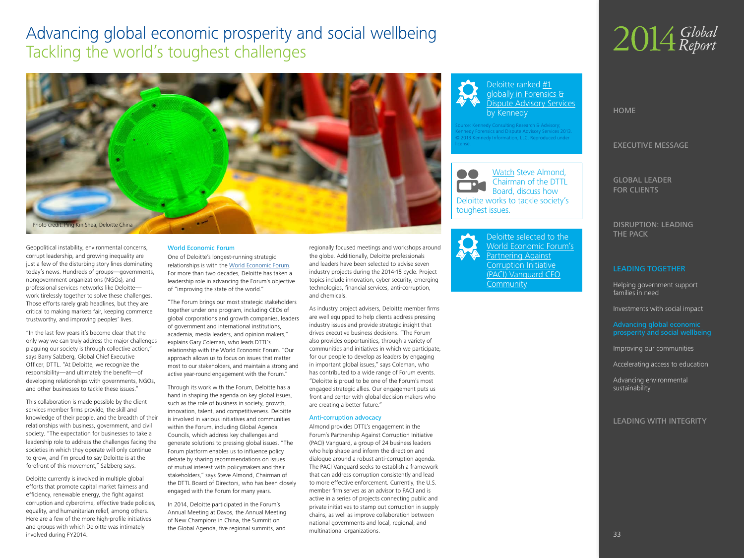# Advancing global economic prosperity and social wellbeing

## Tackling the world's toughest challenges

Photo credit: Ping Kin Shea, Deloitte China

Geopolitical instability, environmental concerns, corrupt leadership, and growing inequality are just a few of the disturbing story lines dominating today's news. Hundreds of groups—governments, nongovernment organizations (NGOs), and professional services networks like Deloitte—work tirelessly together to solve these challenges. Those efforts rarely grab headlines, but they are critical to making markets fair, keeping commerce trustworthy, and improving peoples' lives.

"In the last few years it's become clear that the only way we can truly address the major challenges plaguing our society is through collective action," says Barry Salzberg, Global Chief Executive Officer, DTTL. "At Deloitte, we recognize the responsibility—and ultimately the benefit—of developing relationships with governments, NGOs, and other businesses to tackle these issues."

This collaboration is made possible by the client services member firms provide, the skill and knowledge of their people, and the breadth of their relationships with business, government, and civil society. "The expectation for businesses to take a leadership role to address the challenges facing the societies in which they operate will only continue to grow, and I'm proud to say Deloitte is at the forefront of this movement," Salzberg says.

Deloitte currently is involved in multiple global efforts that promote capital market fairness and efficiency, renewable energy, the fight against corruption and cybercrime, effective trade policies, equality, and humanitarian relief, among others. Here are a few of the more high-profile initiatives and groups with which Deloitte was intimately involved during FY2014.

### World Economic Forum

One of Deloitte's longest-running strategic relationships is with the World Economic Forum. For more than two decades, Deloitte has taken a leadership role in advancing the Forum's objective of "improving the state of the world."

"The Forum brings our most strategic stakeholders together under one program, including CEOs of global corporations and growth companies, leaders of government and international institutions, academia, media leaders, and opinion makers," explains Gary Coleman, who leads DTTL's relationship with the World Economic Forum. "Our approach allows us to focus on issues that matter most to our stakeholders, and maintain a strong and active year-round engagement with the Forum."

Through its work with the Forum, Deloitte has a hand in shaping the agenda on key global issues, such as the role of business in society, growth, innovation, talent, and competitiveness. Deloitte is involved in various initiatives and communities within the Forum, including Global Agenda Councils, which address key challenges and generate solutions to pressing global issues. "The Forum platform enables us to influence policy debate by sharing recommendations on issues of mutual interest with policymakers and their stakeholders," says Steve Almond, Chairman of the DTTL Board of Directors, who has been closely engaged with the Forum for many years.

In 2014, Deloitte participated in the Forum's Annual Meeting at Davos, the Annual Meeting of New Champions in China, the Summit on the Global Agenda, five regional summits, and regionally focused meetings and workshops around the globe. Additionally, Deloitte professionals and leaders have been selected to advise seven industry projects during the 2014-15 cycle. Project topics include innovation, cyber security, emerging technologies, financial services, anti-corruption, and chemicals.

As industry project advisers, Deloitte member firms are well equipped to help clients address pressing industry issues and provide strategic insight that drives executive business decisions. "The Forum also provides opportunities, through a variety of communities and initiatives in which we participate, for our people to develop as leaders by engaging in important global issues," says Coleman, who has contributed to a wide range of Forum events. "Deloitte is proud to be one of the Forum's most engaged strategic allies. Our engagement puts us front and center with global decision makers who are creating a better future."

### Anti-corruption advocacy

Almond provides DTTL's engagement in the Forum's Partnership Against Corruption Initiative (PACI) Vanguard, a group of 24 business leaders who help shape and inform the direction and dialogue around a robust anti-corruption agenda. The PACI Vanguard seeks to establish a framework that can address corruption consistently and lead to more effective enforcement. Currently, the U.S. member firm serves as an advisor to PACI and is active in a series of projects connecting public and private initiatives to stamp out corruption in supply chains, as well as improve collaboration between national governments and local, regional, and multinational organizations.

Deloitte ranked #1 globally in Forensics & Dispute Advisory Services by Kennedy

Source: Kennedy Consulting Research & Advisory; Kennedy Forensics and Dispute Advisory Services 2013. © 2013 Kennedy Information, LLC. Reproduced under license.

Watch Steve Almond, Chairman of the DTTL Board, discuss how Deloitte works to tackle society's toughest issues.

Deloitte selected to the World Economic Forum's Partnering Against Corruption Initiative (PACI) Vanguard CEO Community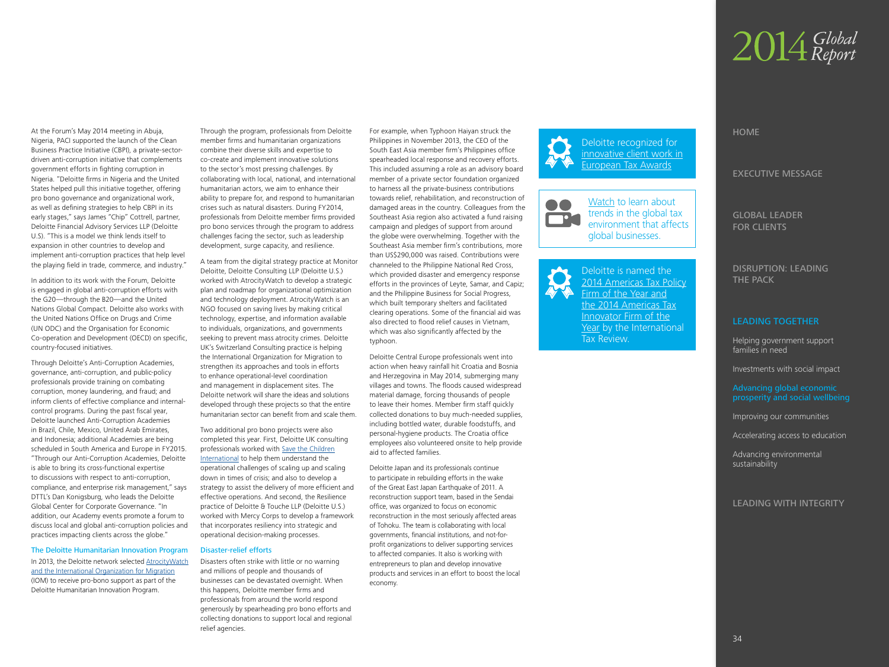At the Forum's May 2014 meeting in Abuja, Nigeria, PACI supported the launch of the Clean Business Practice Initiative (CBPI), a private-sector-driven anti-corruption initiative that complements government efforts in fighting corruption in Nigeria. "Deloitte firms in Nigeria and the United States helped pull this initiative together, offering pro bono governance and organizational work, as well as defining strategies to help CBPI in its early stages," says James "Chip" Cottrell, partner, Deloitte Financial Advisory Services LLP (Deloitte U.S). "This is a model we think lends itself to expansion in other countries to develop and implement anti-corruption practices that help level the playing field in trade, commerce, and industry."

In addition to its work with the Forum, Deloitte is engaged in global anti-corruption efforts with the G20—through the B20—and the United Nations Global Compact. Deloitte also works with the United Nations Office on Drugs and Crime (UN ODC) and the Organisation for Economic Co-operation and Development (OECD) on specific, country-focused initiatives.

Through Deloitte's Anti-Corruption Academies, governance, anti-corruption, and public-policy professionals provide training on combating corruption, money laundering, and fraud; and inform clients of effective compliance and internal-control programs. During the past fiscal year, Deloitte launched Anti-Corruption Academies in Brazil, Chile, Mexico, United Arab Emirates, and Indonesia; additional Academies are being scheduled in South America and Europe in FY2015. "Through our Anti-Corruption Academies, Deloitte is able to bring its cross-functional expertise to discussions with respect to anti-corruption, compliance, and enterprise risk management," says DTTL's Dan Konigsburg, who leads the Deloitte Global Center for Corporate Governance. "In addition, our Academy events promote a forum to discuss local and global anti-corruption policies and practices impacting clients across the globe."

### The Deloitte Humanitarian Innovation Program

In 2013, the Deloitte network selected AtrocityWatch and the International Organization for Migration (IOM) to receive pro-bono support as part of the Deloitte Humanitarian Innovation Program.

Through the program, professionals from Deloitte member firms and humanitarian organizations combine their diverse skills and expertise to co-create and implement innovative solutions to the sector's most pressing challenges. By collaborating with local, national, and international humanitarian actors, we aim to enhance their ability to prepare for, and respond to humanitarian crises such as natural disasters. During FY2014, professionals from Deloitte member firms provided pro bono services through the program to address challenges facing the sector, such as leadership development, surge capacity, and resilience.

A team from the digital strategy practice at Monitor Deloitte, Deloitte Consulting LLP (Deloitte U.S.) worked with AtrocityWatch to develop a strategic plan and roadmap for organizational optimization and technology deployment. AtrocityWatch is an NGO focused on saving lives by making critical technology, expertise, and information available to individuals, organizations, and governments seeking to prevent mass atrocity crimes. Deloitte UK's Switzerland Consulting practice is helping the International Organization for Migration to strengthen its approaches and tools in efforts to enhance operational-level coordination and management in displacement sites. The Deloitte network will share the ideas and solutions developed through these projects so that the entire humanitarian sector can benefit from and scale them.

Two additional pro bono projects were also completed this year. First, Deloitte UK consulting professionals worked with Save the Children International to help them understand the operational challenges of scaling up and scaling down in times of crisis; and also to develop a strategy to assist the delivery of more efficient and effective operations. And second, the Resilience practice of Deloitte & Touche LLP (Deloitte U.S.) worked with Mercy Corps to develop a framework that incorporates resiliency into strategic and operational decision-making processes.

### Disaster-relief efforts

Disasters often strike with little or no warning and millions of people and thousands of businesses can be devastated overnight. When this happens, Deloitte member firms and professionals from around the world respond generously by spearheading pro bono efforts and collecting donations to support local and regional relief agencies.

For example, when Typhoon Haiyan struck the Philippines in November 2013, the CEO of the South East Asia member firm's Philippines office spearheaded local response and recovery efforts. This included assuming a role as an advisory board member of a private sector foundation organized to harness all the private-business contributions towards relief, rehabilitation, and reconstruction of damaged areas in the country. Colleagues from the Southeast Asia region also activated a fund raising campaign and pledges of support from around the globe were overwhelming. Together with the Southeast Asia member firm's contributions, more than US$290,000 was raised. Contributions were channeled to the Philippine National Red Cross, which provided disaster and emergency response efforts in the provinces of Leyte, Samar, and Capiz; and the Philippine Business for Social Progress, which built temporary shelters and facilitated clearing operations. Some of the financial aid was also directed to flood relief causes in Vietnam, which was also significantly affected by the typhoon.

Deloitte Central Europe professionals went into action when heavy rainfall hit Croatia and Bosnia and Herzegovina in May 2014, submerging many villages and towns. The floods caused widespread material damage, forcing thousands of people to leave their homes. Member firm staff quickly collected donations to buy much-needed supplies, including bottled water, durable foodstuffs, and personal-hygiene products. The Croatia office employees also volunteered onsite to help provide aid to affected families.

Deloitte Japan and its professionals continue to participate in rebuilding efforts in the wake of the Great East Japan Earthquake of 2011. A reconstruction support team, based in the Sendai office, was organized to focus on economic reconstruction in the most seriously affected areas of Tohoku. The team is collaborating with local governments, financial institutions, and not-for-profit organizations to deliver supporting services to affected companies. It also is working with entrepreneurs to plan and develop innovative products and services in an effort to boost the local economy.

Deloitte recognized for innovative client work in European Tax Awards

Watch to learn about trends in the global tax environment that affects global businesses.

Deloitte is named the 2014 Americas Tax Policy Firm of the Year and the 2014 Americas Tax Innovator Firm of the Year by the International Tax Review.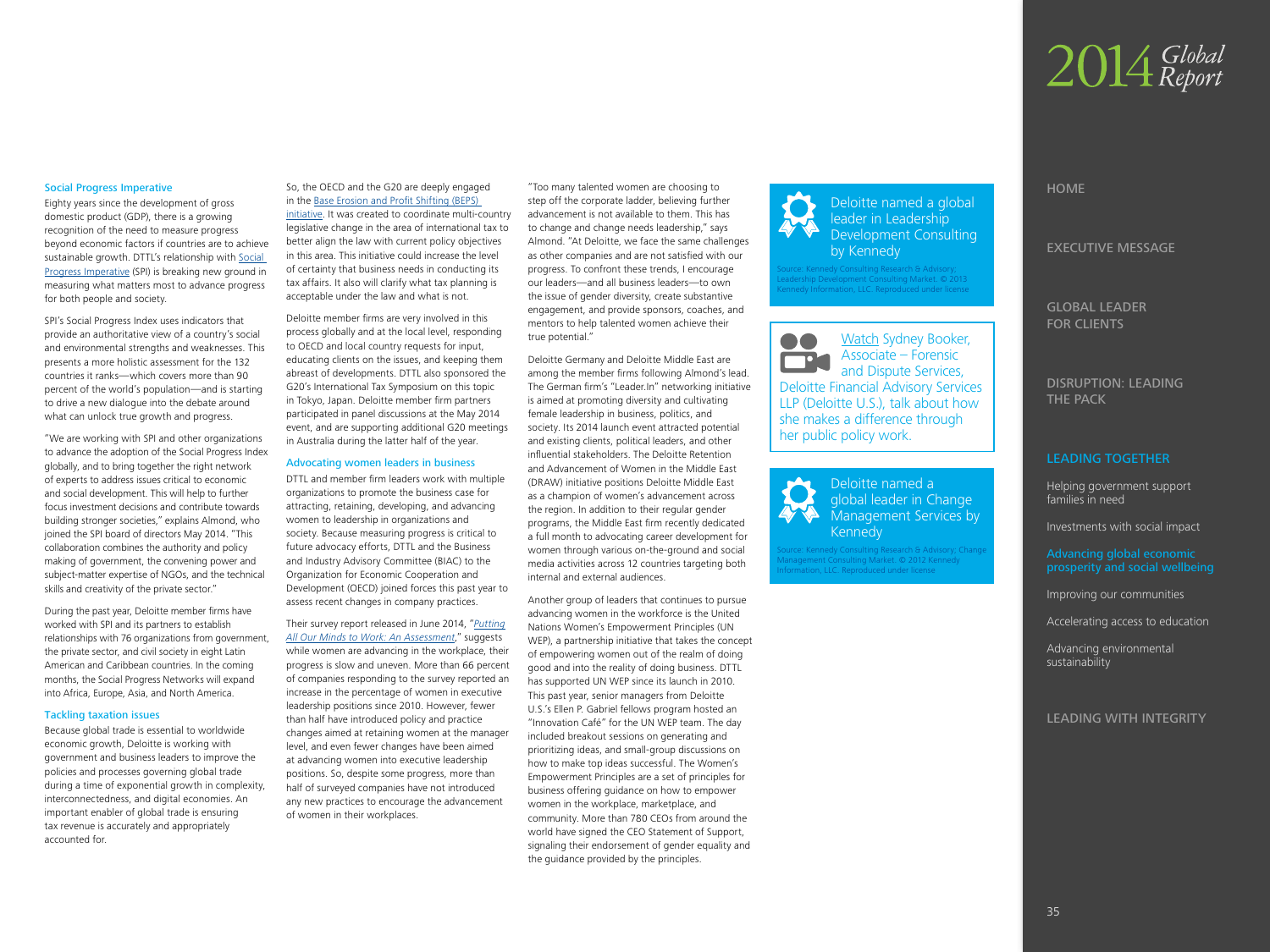## Social Progress Imperative

Eighty years since the development of gross domestic product (GDP), there is a growing recognition of the need to measure progress beyond economic factors if countries are to achieve sustainable growth. DTTL's relationship with Social Progress Imperative (SPI) is breaking new ground in measuring what matters most to advance progress for both people and society.

SPI's Social Progress Index uses indicators that provide an authoritative view of a country's social and environmental strengths and weaknesses. This presents a more holistic assessment for the 132 countries it ranks—which covers more than 90 percent of the world's population—and is starting to drive a new dialogue into the debate around what can unlock true growth and progress.

"We are working with SPI and other organizations to advance the adoption of the Social Progress Index globally, and to bring together the right network of experts to address issues critical to economic and social development. This will help to further focus investment decisions and contribute towards building stronger societies," explains Almond, who joined the SPI board of directors May 2014. "This collaboration combines the authority and policy making of government, the convening power and subject-matter expertise of NGOs, and the technical skills and creativity of the private sector."

During the past year, Deloitte member firms have worked with SPI and its partners to establish relationships with 76 organizations from government, the private sector, and civil society in eight Latin American and Caribbean countries. In the coming months, the Social Progress Networks will expand into Africa, Europe, Asia, and North America.

## Tackling taxation issues

Because global trade is essential to worldwide economic growth, Deloitte is working with government and business leaders to improve the policies and processes governing global trade during a time of exponential growth in complexity, interconnectedness, and digital economies. An important enabler of global trade is ensuring tax revenue is accurately and appropriately accounted for.

So, the OECD and the G20 are deeply engaged in the Base Erosion and Profit Shifting (BEPS) initiative. It was created to coordinate multi-country legislative change in the area of international tax to better align the law with current policy objectives in this area. This initiative could increase the level of certainty that business needs in conducting its tax affairs. It also will clarify what tax planning is acceptable under the law and what is not.

Deloitte member firms are very involved in this process globally and at the local level, responding to OECD and local country requests for input, educating clients on the issues, and keeping them abreast of developments. DTTL also sponsored the G20's International Tax Symposium on this topic in Tokyo, Japan. Deloitte member firm partners participated in panel discussions at the May 2014 event, and are supporting additional G20 meetings in Australia during the latter half of the year.

## Advocating women leaders in business

DTTL and member firm leaders work with multiple organizations to promote the business case for attracting, retaining, developing, and advancing women to leadership in organizations and society. Because measuring progress is critical to future advocacy efforts, DTTL and the Business and Industry Advisory Committee (BIAC) to the Organization for Economic Cooperation and Development (OECD) joined forces this past year to assess recent changes in company practices.

Their survey report released in June 2014, "*Putting All Our Minds to Work: An Assessment*," suggests while women are advancing in the workplace, their progress is slow and uneven. More than 66 percent of companies responding to the survey reported an increase in the percentage of women in executive leadership positions since 2010. However, fewer than half have introduced policy and practice changes aimed at retaining women at the manager level, and even fewer changes have been aimed at advancing women into executive leadership positions. So, despite some progress, more than half of surveyed companies have not introduced any new practices to encourage the advancement of women in their workplaces.

"Too many talented women are choosing to step off the corporate ladder, believing further advancement is not available to them. This has to change and change needs leadership," says Almond. "At Deloitte, we face the same challenges as other companies and are not satisfied with our progress. To confront these trends, I encourage our leaders—and all business leaders—to own the issue of gender diversity, create substantive engagement, and provide sponsors, coaches, and mentors to help talented women achieve their true potential."

Deloitte Germany and Deloitte Middle East are among the member firms following Almond's lead. The German firm's "Leader.In" networking initiative is aimed at promoting diversity and cultivating female leadership in business, politics, and society. Its 2014 launch event attracted potential and existing clients, political leaders, and other influential stakeholders. The Deloitte Retention and Advancement of Women in the Middle East (DRAW) initiative positions Deloitte Middle East as a champion of women's advancement across the region. In addition to their regular gender programs, the Middle East firm recently dedicated a full month to advocating career development for women through various on-the-ground and social media activities across 12 countries targeting both internal and external audiences.

Another group of leaders that continues to pursue advancing women in the workforce is the United Nations Women's Empowerment Principles (UN WEP), a partnership initiative that takes the concept of empowering women out of the realm of doing good and into the reality of doing business. DTTL has supported UN WEP since its launch in 2010. This past year, senior managers from Deloitte U.S.'s Ellen P. Gabriel fellows program hosted an "Innovation Café" for the UN WEP team. The day included breakout sessions on generating and prioritizing ideas, and small-group discussions on how to make top ideas successful. The Women's Empowerment Principles are a set of principles for business offering guidance on how to empower women in the workplace, marketplace, and community. More than 780 CEOs from around the world have signed the CEO Statement of Support, signaling their endorsement of gender equality and the guidance provided by the principles.

---

Deloitte named a global leader in Leadership Development Consulting by Kennedy

Source: Kennedy Consulting Research & Advisory; Leadership Development Consulting Market. © 2013 Kennedy Information, LLC. Reproduced under license

---

Watch Sydney Booker, Associate – Forensic and Dispute Services, Deloitte Financial Advisory Services LLP (Deloitte U.S.), talk about how she makes a difference through her public policy work.

---

Deloitte named a global leader in Change Management Services by Kennedy

Source: Kennedy Consulting Research & Advisory; Change Management Consulting Market. © 2012 Kennedy Information, LLC. Reproduced under license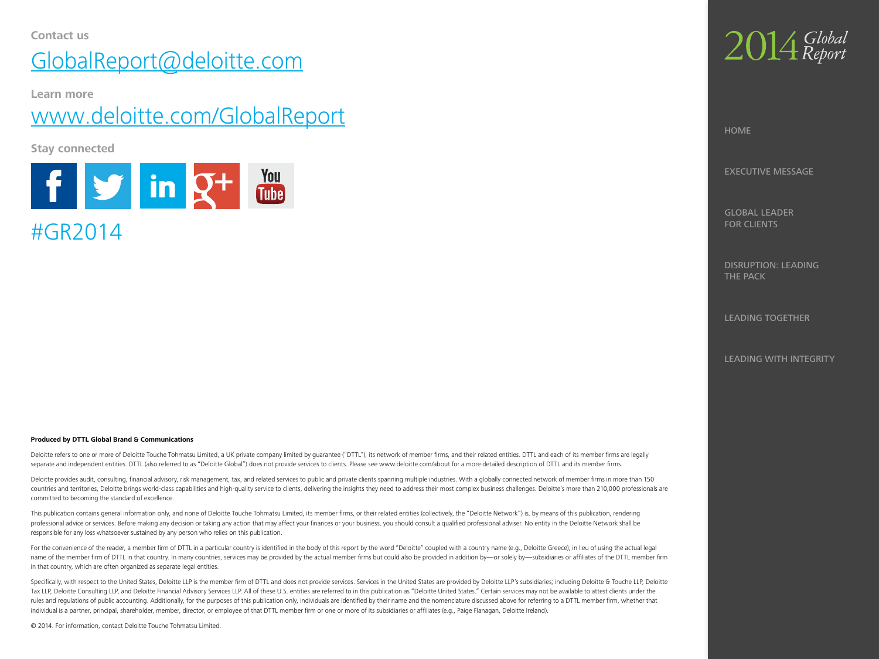**Contact us**

GlobalReport@deloitte.com

**Learn more**

www.deloitte.com/GlobalReport

**Stay connected**

#GR2014

2014 Global Report

HOME

EXECUTIVE MESSAGE

GLOBAL LEADER FOR CLIENTS

DISRUPTION: LEADING THE PACK

LEADING TOGETHER

LEADING WITH INTEGRITY

**Produced by DTTL Global Brand & Communications**

Deloitte refers to one or more of Deloitte Touche Tohmatsu Limited, a UK private company limited by guarantee ("DTTL"), its network of member firms, and their related entities. DTTL and each of its member firms are legally separate and independent entities. DTTL (also referred to as "Deloitte Global") does not provide services to clients. Please see www.deloitte.com/about for a more detailed description of DTTL and its member firms.

Deloitte provides audit, consulting, financial advisory, risk management, tax, and related services to public and private clients spanning multiple industries. With a globally connected network of member firms in more than 150 countries and territories, Deloitte brings world-class capabilities and high-quality service to clients, delivering the insights they need to address their most complex business challenges. Deloitte's more than 210,000 professionals are committed to becoming the standard of excellence.

This publication contains general information only, and none of Deloitte Touche Tohmatsu Limited, its member firms, or their related entities (collectively, the "Deloitte Network") is, by means of this publication, rendering professional advice or services. Before making any decision or taking any action that may affect your finances or your business, you should consult a qualified professional adviser. No entity in the Deloitte Network shall be responsible for any loss whatsoever sustained by any person who relies on this publication.

For the convenience of the reader, a member firm of DTTL in a particular country is identified in the body of this report by the word "Deloitte" coupled with a country name (e.g., Deloitte Greece), in lieu of using the actual legal name of the member firm of DTTL in that country. In many countries, services may be provided by the actual member firms but could also be provided in addition by—or solely by—subsidiaries or affiliates of the DTTL member firm in that country, which are often organized as separate legal entities.

Specifically, with respect to the United States, Deloitte LLP is the member firm of DTTL and does not provide services. Services in the United States are provided by Deloitte LLP's subsidiaries; including Deloitte & Touche LLP, Deloitte Tax LLP, Deloitte Consulting LLP, and Deloitte Financial Advisory Services LLP. All of these U.S. entities are referred to in this publication as "Deloitte United States." Certain services may not be available to attest clients under the rules and regulations of public accounting. Additionally, for the purposes of this publication only, individuals are identified by their name and the nomenclature discussed above for referring to a DTTL member firm, whether that individual is a partner, principal, shareholder, member, director, or employee of that DTTL member firm or one or more of its subsidiaries or affiliates (e.g., Paige Flanagan, Deloitte Ireland).

© 2014. For information, contact Deloitte Touche Tohmatsu Limited.